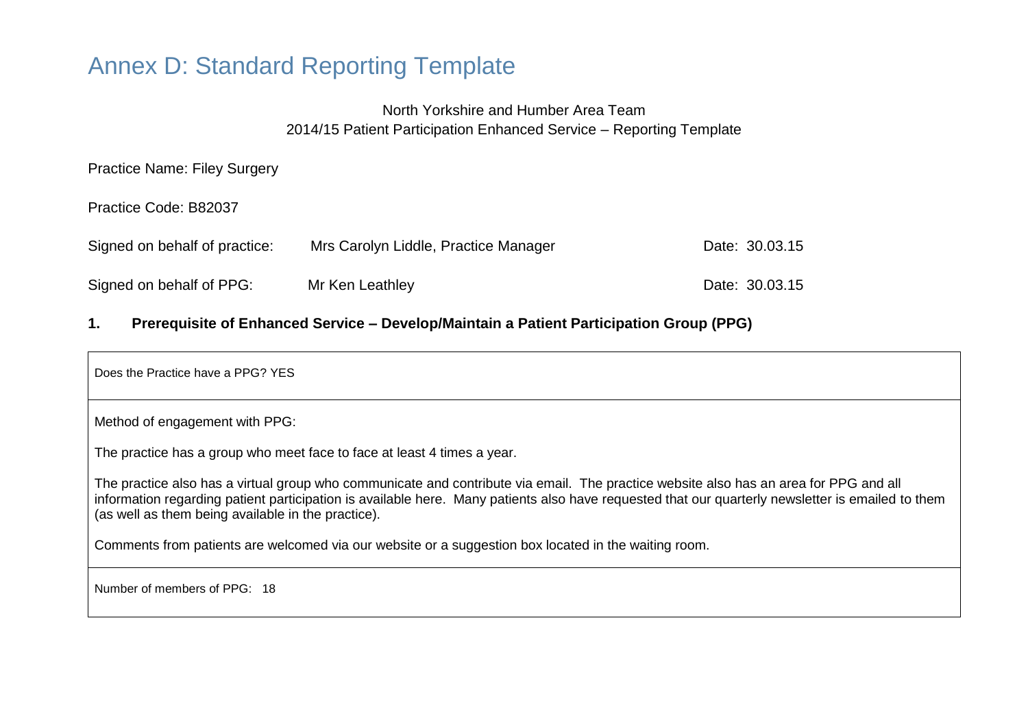# Annex D: Standard Reporting Template

North Yorkshire and Humber Area Team
2014/15 Patient Participation Enhanced Service – Reporting Template

Practice Name: Filey Surgery

Practice Code: B82037

Signed on behalf of practice: Mrs Carolyn Liddle, Practice Manager Date: 30.03.15

Signed on behalf of PPG: Mr Ken Leathley Date: 30.03.15

## 1. Prerequisite of Enhanced Service – Develop/Maintain a Patient Participation Group (PPG)

| Does the Practice have a PPG? YES |
|---|
| Method of engagement with PPG:<br><br>The practice has a group who meet face to face at least 4 times a year.<br><br>The practice also has a virtual group who communicate and contribute via email. The practice website also has an area for PPG and all information regarding patient participation is available here. Many patients also have requested that our quarterly newsletter is emailed to them (as well as them being available in the practice).<br><br>Comments from patients are welcomed via our website or a suggestion box located in the waiting room. |
| Number of members of PPG: 18 |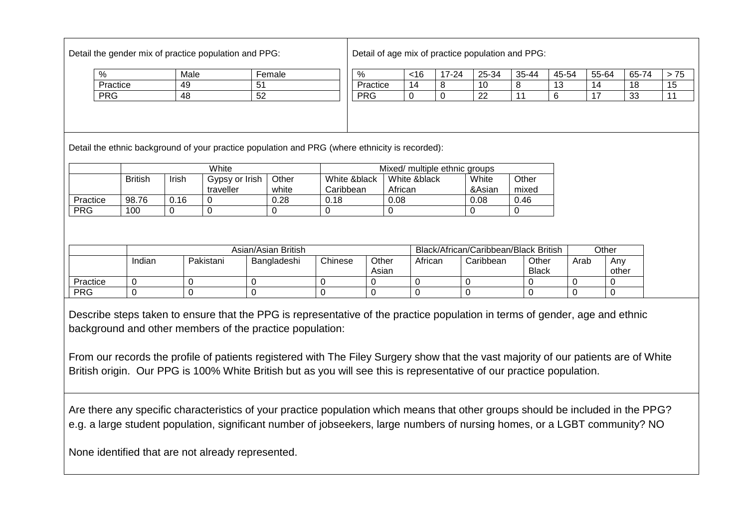Detail the gender mix of practice population and PPG:

| % | Male | Female |
|---|---|---|
| Practice | 49 | 51 |
| PRG | 48 | 52 |

Detail of age mix of practice population and PPG:

| % | <16 | 17-24 | 25-34 | 35-44 | 45-54 | 55-64 | 65-74 | > 75 |
|---|---|---|---|---|---|---|---|---|
| Practice | 14 | 8 | 10 | 8 | 13 | 14 | 18 | 15 |
| PRG | 0 | 0 | 22 | 11 | 6 | 17 | 33 | 11 |

Detail the ethnic background of your practice population and PRG (where ethnicity is recorded):

| | White | | | | Mixed/ multiple ethnic groups | | | |
|---|---|---|---|---|---|---|---|---|
| | British | Irish | Gypsy or Irish traveller | Other white | White &black Caribbean | White &black African | White &Asian | Other mixed |
| Practice | 98.76 | 0.16 | 0 | 0.28 | 0.18 | 0.08 | 0.08 | 0.46 |
| PRG | 100 | 0 | 0 | 0 | 0 | 0 | 0 | 0 |

| | Asian/Asian British | | | | | Black/African/Caribbean/Black British | | | Other | |
|---|---|---|---|---|---|---|---|---|---|---|
| | Indian | Pakistani | Bangladeshi | Chinese | Other Asian | African | Caribbean | Other Black | Arab | Any other |
| Practice | 0 | 0 | 0 | 0 | 0 | 0 | 0 | 0 | 0 | 0 |
| PRG | 0 | 0 | 0 | 0 | 0 | 0 | 0 | 0 | 0 | 0 |

Describe steps taken to ensure that the PPG is representative of the practice population in terms of gender, age and ethnic background and other members of the practice population:

From our records the profile of patients registered with The Filey Surgery show that the vast majority of our patients are of White British origin. Our PPG is 100% White British but as you will see this is representative of our practice population.

Are there any specific characteristics of your practice population which means that other groups should be included in the PPG? e.g. a large student population, significant number of jobseekers, large numbers of nursing homes, or a LGBT community? NO

None identified that are not already represented.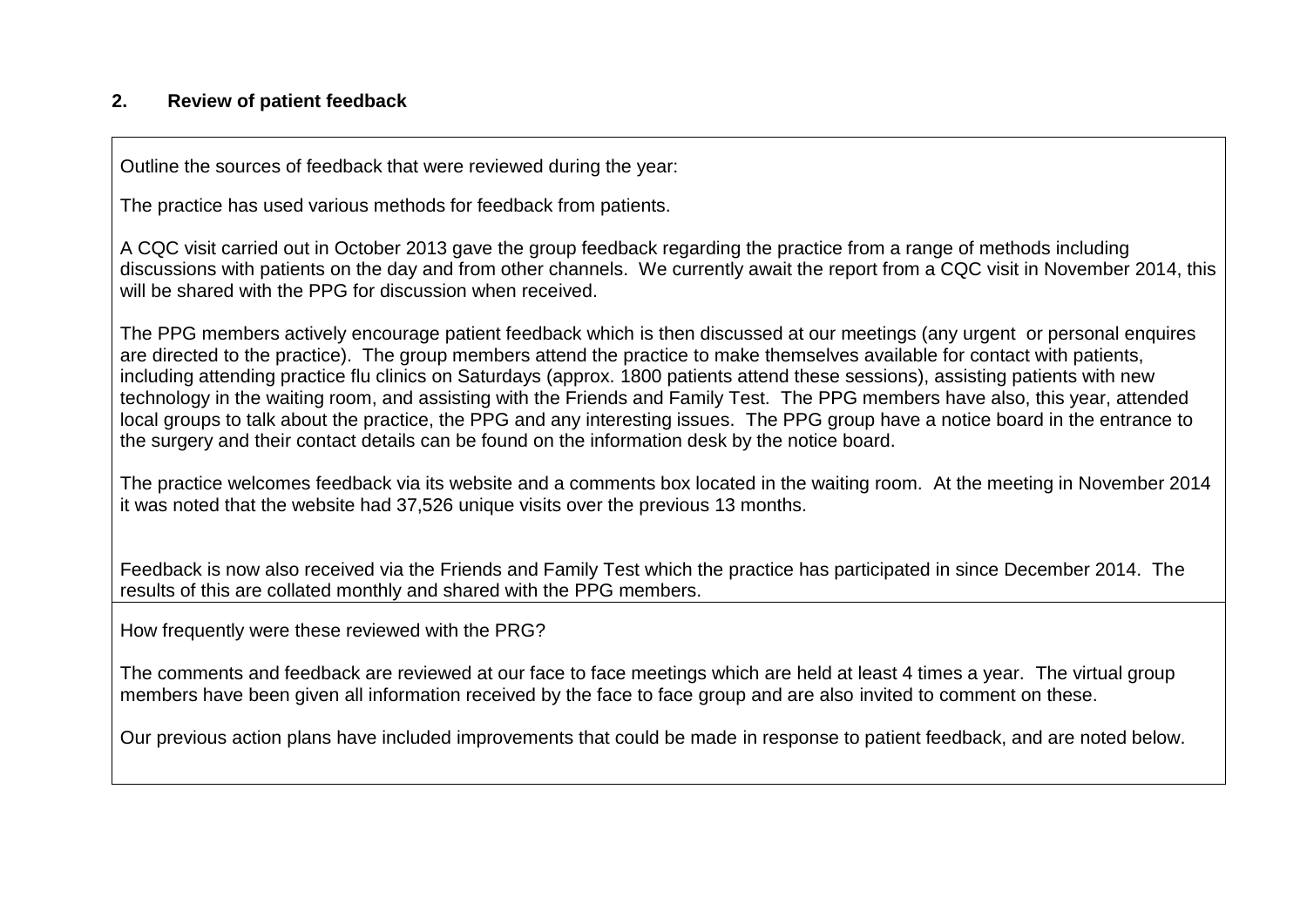## 2. Review of patient feedback

Outline the sources of feedback that were reviewed during the year:

The practice has used various methods for feedback from patients.

A CQC visit carried out in October 2013 gave the group feedback regarding the practice from a range of methods including discussions with patients on the day and from other channels. We currently await the report from a CQC visit in November 2014, this will be shared with the PPG for discussion when received.

The PPG members actively encourage patient feedback which is then discussed at our meetings (any urgent or personal enquires are directed to the practice). The group members attend the practice to make themselves available for contact with patients, including attending practice flu clinics on Saturdays (approx. 1800 patients attend these sessions), assisting patients with new technology in the waiting room, and assisting with the Friends and Family Test. The PPG members have also, this year, attended local groups to talk about the practice, the PPG and any interesting issues. The PPG group have a notice board in the entrance to the surgery and their contact details can be found on the information desk by the notice board.

The practice welcomes feedback via its website and a comments box located in the waiting room. At the meeting in November 2014 it was noted that the website had 37,526 unique visits over the previous 13 months.

Feedback is now also received via the Friends and Family Test which the practice has participated in since December 2014. The results of this are collated monthly and shared with the PPG members.

How frequently were these reviewed with the PRG?

The comments and feedback are reviewed at our face to face meetings which are held at least 4 times a year. The virtual group members have been given all information received by the face to face group and are also invited to comment on these.

Our previous action plans have included improvements that could be made in response to patient feedback, and are noted below.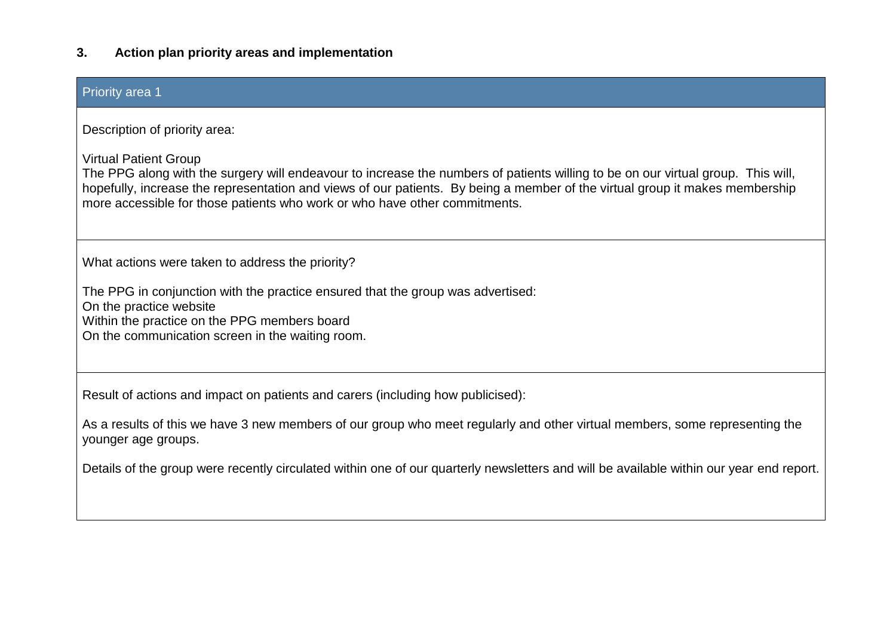### 3. Action plan priority areas and implementation

| Priority area 1 |
| --- |
| Description of priority area:<br><br>Virtual Patient Group<br>The PPG along with the surgery will endeavour to increase the numbers of patients willing to be on our virtual group. This will, hopefully, increase the representation and views of our patients. By being a member of the virtual group it makes membership more accessible for those patients who work or who have other commitments. |
| What actions were taken to address the priority?<br><br>The PPG in conjunction with the practice ensured that the group was advertised:<br>On the practice website<br>Within the practice on the PPG members board<br>On the communication screen in the waiting room. |
| Result of actions and impact on patients and carers (including how publicised):<br><br>As a results of this we have 3 new members of our group who meet regularly and other virtual members, some representing the younger age groups.<br><br>Details of the group were recently circulated within one of our quarterly newsletters and will be available within our year end report. |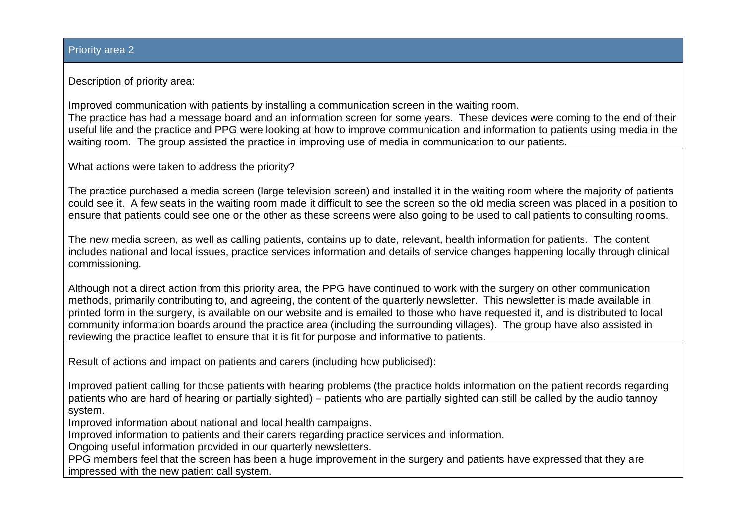## Priority area 2

Description of priority area:

Improved communication with patients by installing a communication screen in the waiting room.
The practice has had a message board and an information screen for some years. These devices were coming to the end of their useful life and the practice and PPG were looking at how to improve communication and information to patients using media in the waiting room. The group assisted the practice in improving use of media in communication to our patients.

What actions were taken to address the priority?

The practice purchased a media screen (large television screen) and installed it in the waiting room where the majority of patients could see it. A few seats in the waiting room made it difficult to see the screen so the old media screen was placed in a position to ensure that patients could see one or the other as these screens were also going to be used to call patients to consulting rooms.

The new media screen, as well as calling patients, contains up to date, relevant, health information for patients. The content includes national and local issues, practice services information and details of service changes happening locally through clinical commissioning.

Although not a direct action from this priority area, the PPG have continued to work with the surgery on other communication methods, primarily contributing to, and agreeing, the content of the quarterly newsletter. This newsletter is made available in printed form in the surgery, is available on our website and is emailed to those who have requested it, and is distributed to local community information boards around the practice area (including the surrounding villages). The group have also assisted in reviewing the practice leaflet to ensure that it is fit for purpose and informative to patients.

Result of actions and impact on patients and carers (including how publicised):

Improved patient calling for those patients with hearing problems (the practice holds information on the patient records regarding patients who are hard of hearing or partially sighted) – patients who are partially sighted can still be called by the audio tannoy system.
Improved information about national and local health campaigns.
Improved information to patients and their carers regarding practice services and information.
Ongoing useful information provided in our quarterly newsletters.
PPG members feel that the screen has been a huge improvement in the surgery and patients have expressed that they are impressed with the new patient call system.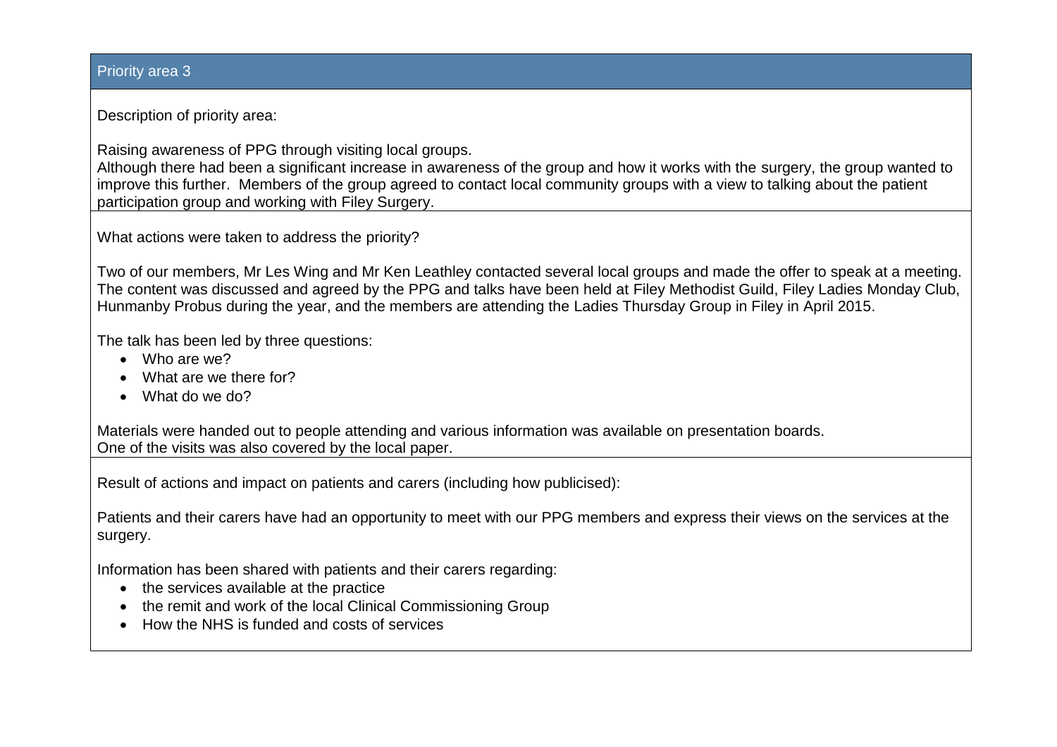## Priority area 3

Description of priority area:

Raising awareness of PPG through visiting local groups.
Although there had been a significant increase in awareness of the group and how it works with the surgery, the group wanted to improve this further. Members of the group agreed to contact local community groups with a view to talking about the patient participation group and working with Filey Surgery.

What actions were taken to address the priority?

Two of our members, Mr Les Wing and Mr Ken Leathley contacted several local groups and made the offer to speak at a meeting. The content was discussed and agreed by the PPG and talks have been held at Filey Methodist Guild, Filey Ladies Monday Club, Hunmanby Probus during the year, and the members are attending the Ladies Thursday Group in Filey in April 2015.

The talk has been led by three questions:

- Who are we?
- What are we there for?
- What do we do?

Materials were handed out to people attending and various information was available on presentation boards.
One of the visits was also covered by the local paper.

Result of actions and impact on patients and carers (including how publicised):

Patients and their carers have had an opportunity to meet with our PPG members and express their views on the services at the surgery.

Information has been shared with patients and their carers regarding:

- the services available at the practice
- the remit and work of the local Clinical Commissioning Group
- How the NHS is funded and costs of services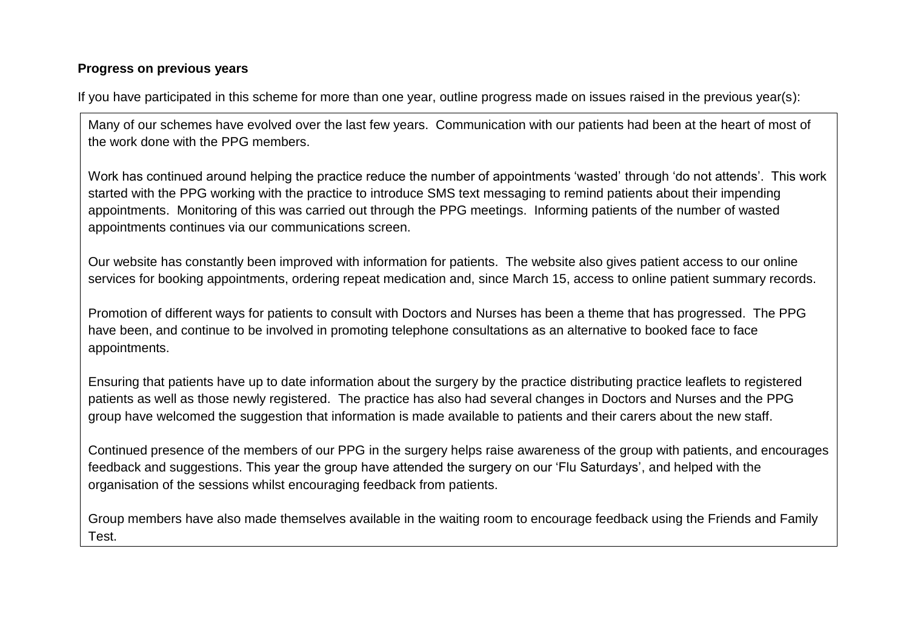**Progress on previous years**

If you have participated in this scheme for more than one year, outline progress made on issues raised in the previous year(s):

Many of our schemes have evolved over the last few years. Communication with our patients had been at the heart of most of the work done with the PPG members.

Work has continued around helping the practice reduce the number of appointments 'wasted' through 'do not attends'. This work started with the PPG working with the practice to introduce SMS text messaging to remind patients about their impending appointments. Monitoring of this was carried out through the PPG meetings. Informing patients of the number of wasted appointments continues via our communications screen.

Our website has constantly been improved with information for patients. The website also gives patient access to our online services for booking appointments, ordering repeat medication and, since March 15, access to online patient summary records.

Promotion of different ways for patients to consult with Doctors and Nurses has been a theme that has progressed. The PPG have been, and continue to be involved in promoting telephone consultations as an alternative to booked face to face appointments.

Ensuring that patients have up to date information about the surgery by the practice distributing practice leaflets to registered patients as well as those newly registered. The practice has also had several changes in Doctors and Nurses and the PPG group have welcomed the suggestion that information is made available to patients and their carers about the new staff.

Continued presence of the members of our PPG in the surgery helps raise awareness of the group with patients, and encourages feedback and suggestions. This year the group have attended the surgery on our 'Flu Saturdays', and helped with the organisation of the sessions whilst encouraging feedback from patients.

Group members have also made themselves available in the waiting room to encourage feedback using the Friends and Family Test.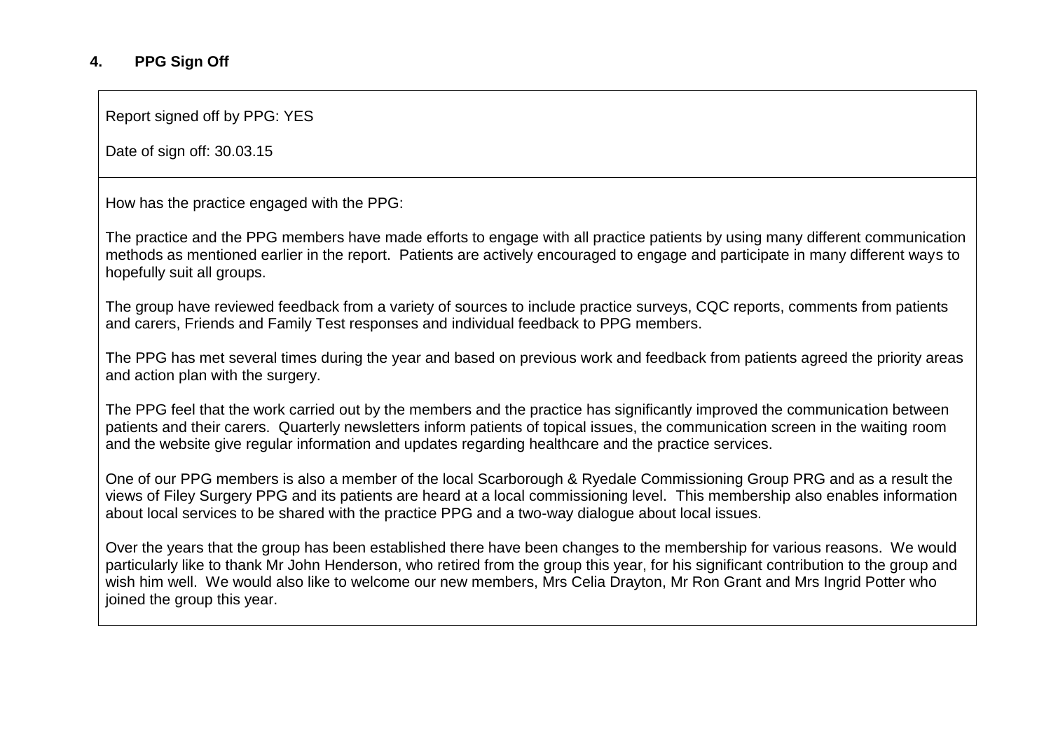## 4. PPG Sign Off

Report signed off by PPG: YES

Date of sign off: 30.03.15

How has the practice engaged with the PPG:

The practice and the PPG members have made efforts to engage with all practice patients by using many different communication methods as mentioned earlier in the report. Patients are actively encouraged to engage and participate in many different ways to hopefully suit all groups.

The group have reviewed feedback from a variety of sources to include practice surveys, CQC reports, comments from patients and carers, Friends and Family Test responses and individual feedback to PPG members.

The PPG has met several times during the year and based on previous work and feedback from patients agreed the priority areas and action plan with the surgery.

The PPG feel that the work carried out by the members and the practice has significantly improved the communication between patients and their carers. Quarterly newsletters inform patients of topical issues, the communication screen in the waiting room and the website give regular information and updates regarding healthcare and the practice services.

One of our PPG members is also a member of the local Scarborough & Ryedale Commissioning Group PRG and as a result the views of Filey Surgery PPG and its patients are heard at a local commissioning level. This membership also enables information about local services to be shared with the practice PPG and a two-way dialogue about local issues.

Over the years that the group has been established there have been changes to the membership for various reasons. We would particularly like to thank Mr John Henderson, who retired from the group this year, for his significant contribution to the group and wish him well. We would also like to welcome our new members, Mrs Celia Drayton, Mr Ron Grant and Mrs Ingrid Potter who joined the group this year.